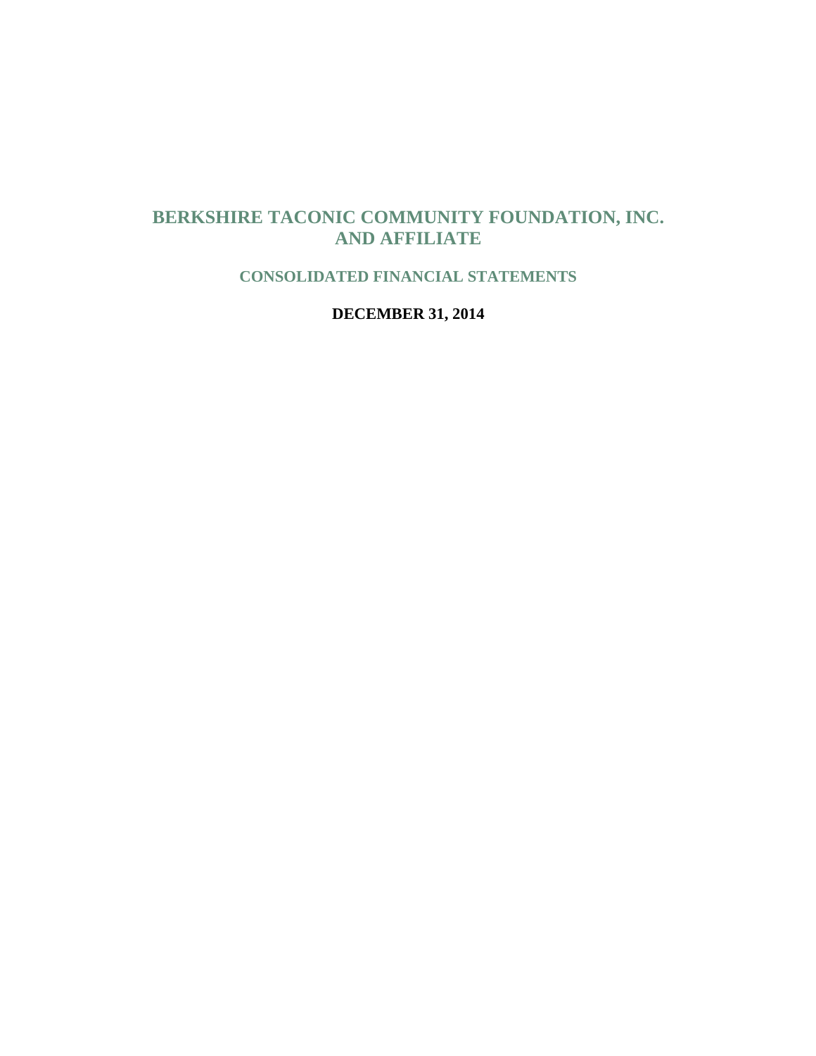# BERKSHIRE TACONIC COMMUNITY FOUNDATION, INC. AND AFFILIATE

## CONSOLIDATED FINANCIAL STATEMENTS

**DECEMBER 31, 2014**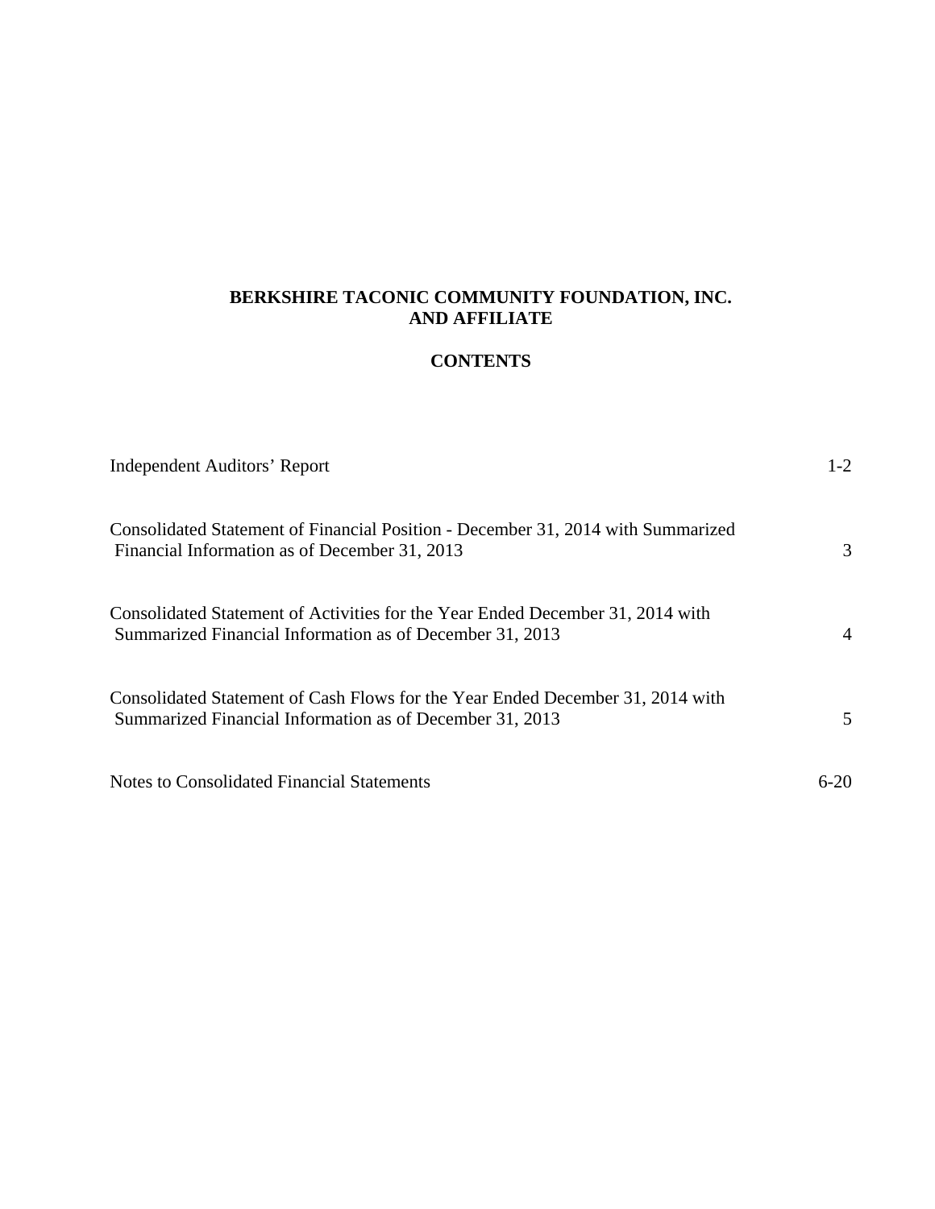**BERKSHIRE TACONIC COMMUNITY FOUNDATION, INC.**
**AND AFFILIATE**

**CONTENTS**

| | |
|---|---|
| Independent Auditors' Report | 1-2 |
| Consolidated Statement of Financial Position - December 31, 2014 with Summarized Financial Information as of December 31, 2013 | 3 |
| Consolidated Statement of Activities for the Year Ended December 31, 2014 with Summarized Financial Information as of December 31, 2013 | 4 |
| Consolidated Statement of Cash Flows for the Year Ended December 31, 2014 with Summarized Financial Information as of December 31, 2013 | 5 |
| Notes to Consolidated Financial Statements | 6-20 |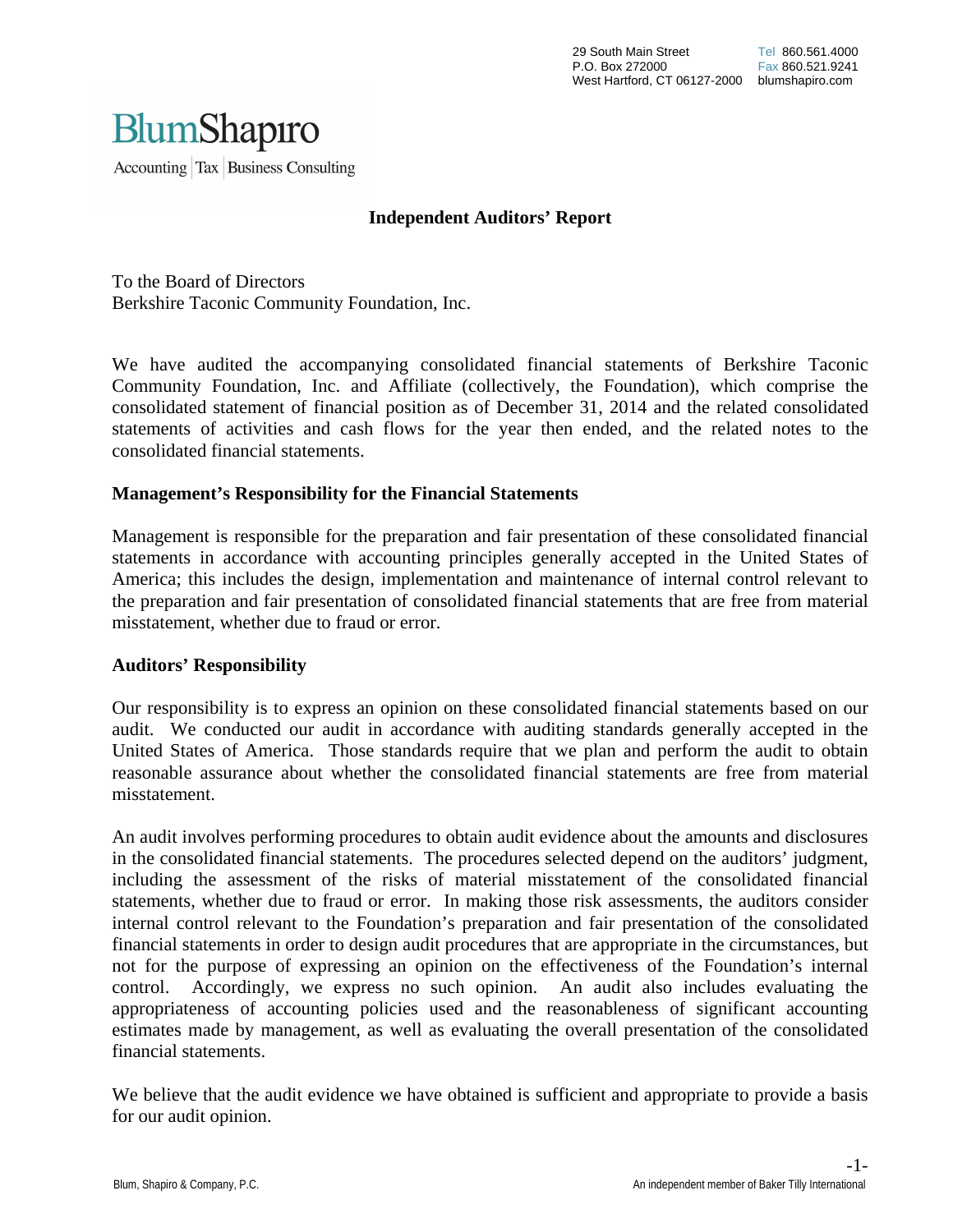29 South Main Street
P.O. Box 272000
West Hartford, CT 06127-2000

Tel 860.561.4000
Fax 860.521.9241
blumshapiro.com

BlumShapiro

Accounting | Tax | Business Consulting

## Independent Auditors' Report

To the Board of Directors
Berkshire Taconic Community Foundation, Inc.

We have audited the accompanying consolidated financial statements of Berkshire Taconic Community Foundation, Inc. and Affiliate (collectively, the Foundation), which comprise the consolidated statement of financial position as of December 31, 2014 and the related consolidated statements of activities and cash flows for the year then ended, and the related notes to the consolidated financial statements.

### Management's Responsibility for the Financial Statements

Management is responsible for the preparation and fair presentation of these consolidated financial statements in accordance with accounting principles generally accepted in the United States of America; this includes the design, implementation and maintenance of internal control relevant to the preparation and fair presentation of consolidated financial statements that are free from material misstatement, whether due to fraud or error.

### Auditors' Responsibility

Our responsibility is to express an opinion on these consolidated financial statements based on our audit. We conducted our audit in accordance with auditing standards generally accepted in the United States of America. Those standards require that we plan and perform the audit to obtain reasonable assurance about whether the consolidated financial statements are free from material misstatement.

An audit involves performing procedures to obtain audit evidence about the amounts and disclosures in the consolidated financial statements. The procedures selected depend on the auditors' judgment, including the assessment of the risks of material misstatement of the consolidated financial statements, whether due to fraud or error. In making those risk assessments, the auditors consider internal control relevant to the Foundation's preparation and fair presentation of the consolidated financial statements in order to design audit procedures that are appropriate in the circumstances, but not for the purpose of expressing an opinion on the effectiveness of the Foundation's internal control. Accordingly, we express no such opinion. An audit also includes evaluating the appropriateness of accounting policies used and the reasonableness of significant accounting estimates made by management, as well as evaluating the overall presentation of the consolidated financial statements.

We believe that the audit evidence we have obtained is sufficient and appropriate to provide a basis for our audit opinion.

Blum, Shapiro & Company, P.C.

An independent member of Baker Tilly International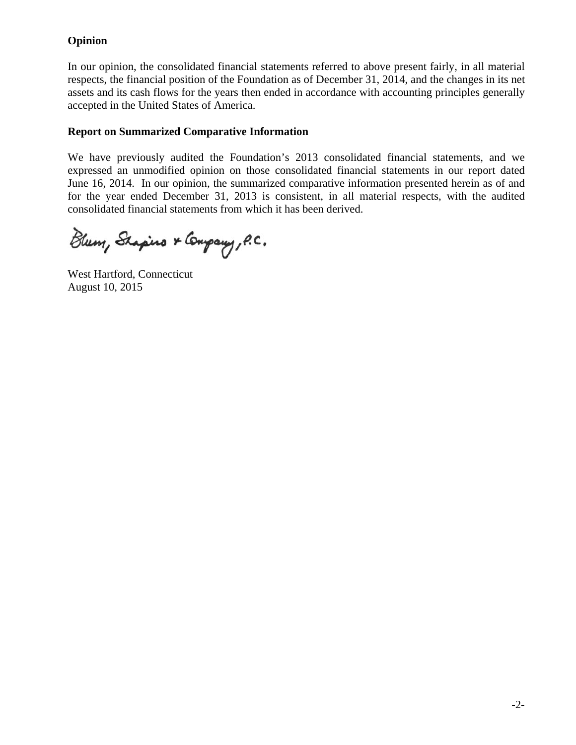## Opinion

In our opinion, the consolidated financial statements referred to above present fairly, in all material respects, the financial position of the Foundation as of December 31, 2014, and the changes in its net assets and its cash flows for the years then ended in accordance with accounting principles generally accepted in the United States of America.

## Report on Summarized Comparative Information

We have previously audited the Foundation's 2013 consolidated financial statements, and we expressed an unmodified opinion on those consolidated financial statements in our report dated June 16, 2014. In our opinion, the summarized comparative information presented herein as of and for the year ended December 31, 2013 is consistent, in all material respects, with the audited consolidated financial statements from which it has been derived.

Blum, Shapiro & Company, P.C.

West Hartford, Connecticut
August 10, 2015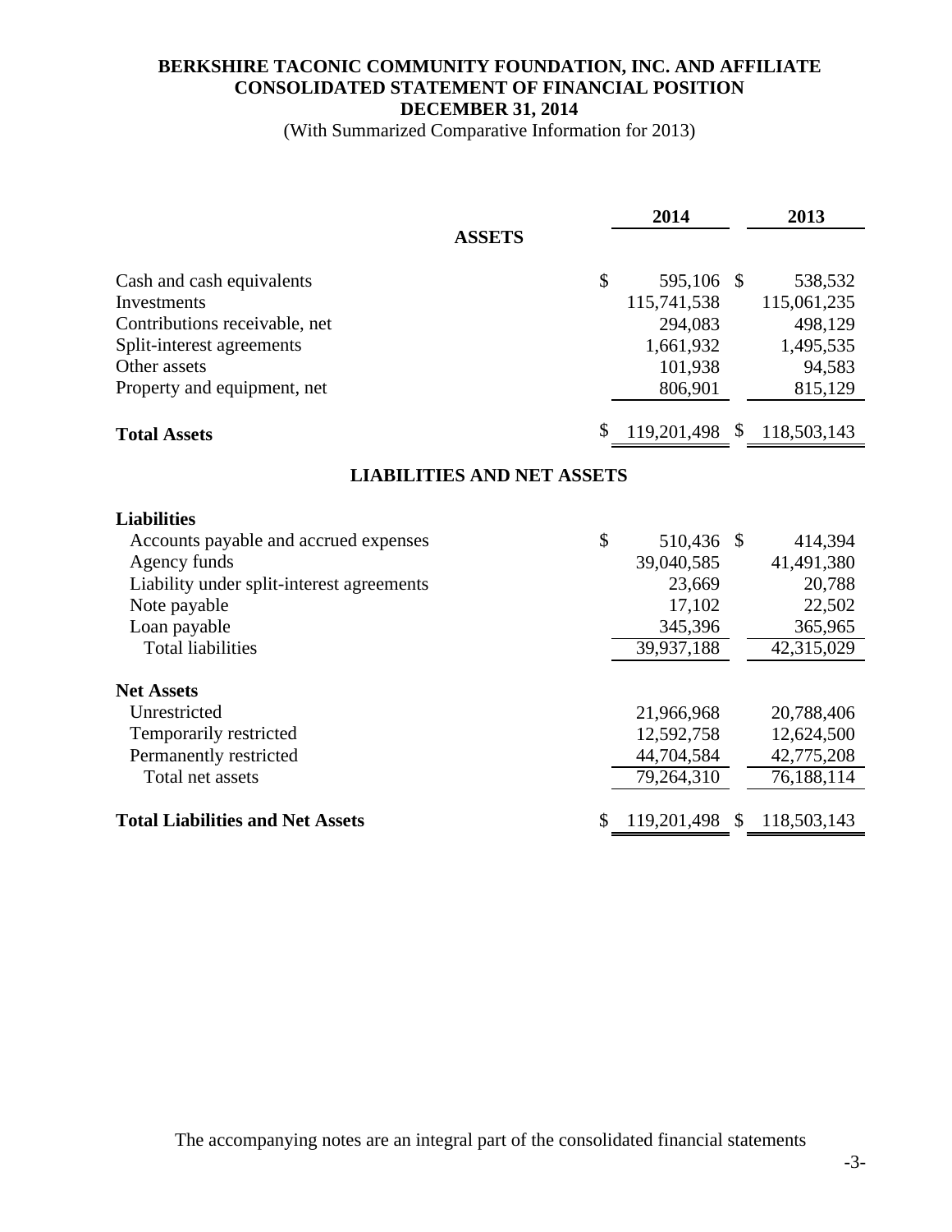# BERKSHIRE TACONIC COMMUNITY FOUNDATION, INC. AND AFFILIATE
## CONSOLIDATED STATEMENT OF FINANCIAL POSITION
## DECEMBER 31, 2014

(With Summarized Comparative Information for 2013)

| | 2014 | 2013 |
|---|---|---|
| **ASSETS** | | |
| Cash and cash equivalents | $ 595,106 | $ 538,532 |
| Investments | 115,741,538 | 115,061,235 |
| Contributions receivable, net | 294,083 | 498,129 |
| Split-interest agreements | 1,661,932 | 1,495,535 |
| Other assets | 101,938 | 94,583 |
| Property and equipment, net | 806,901 | 815,129 |
| **Total Assets** | $ 119,201,498 | $ 118,503,143 |
| **LIABILITIES AND NET ASSETS** | | |
| **Liabilities** | | |
| Accounts payable and accrued expenses | $ 510,436 | $ 414,394 |
| Agency funds | 39,040,585 | 41,491,380 |
| Liability under split-interest agreements | 23,669 | 20,788 |
| Note payable | 17,102 | 22,502 |
| Loan payable | 345,396 | 365,965 |
| Total liabilities | 39,937,188 | 42,315,029 |
| **Net Assets** | | |
| Unrestricted | 21,966,968 | 20,788,406 |
| Temporarily restricted | 12,592,758 | 12,624,500 |
| Permanently restricted | 44,704,584 | 42,775,208 |
| Total net assets | 79,264,310 | 76,188,114 |
| **Total Liabilities and Net Assets** | $ 119,201,498 | $ 118,503,143 |

The accompanying notes are an integral part of the consolidated financial statements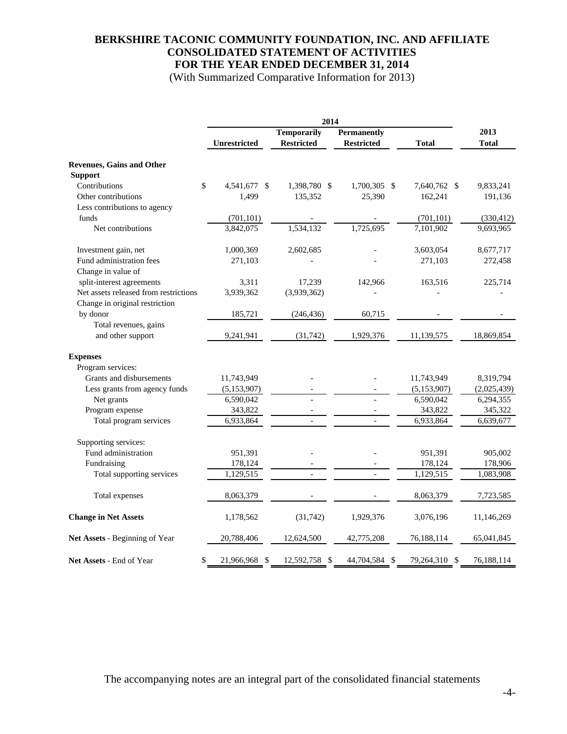# BERKSHIRE TACONIC COMMUNITY FOUNDATION, INC. AND AFFILIATE
## CONSOLIDATED STATEMENT OF ACTIVITIES
## FOR THE YEAR ENDED DECEMBER 31, 2014
(With Summarized Comparative Information for 2013)

| | 2014 | | | | 2013 |
|---|---|---|---|---|---|
| | Unrestricted | Temporarily Restricted | Permanently Restricted | Total | Total |
| **Revenues, Gains and Other Support** | | | | | |
| Contributions | $ 4,541,677 | $ 1,398,780 | $ 1,700,305 | $ 7,640,762 | $ 9,833,241 |
| Other contributions | 1,499 | 135,352 | 25,390 | 162,241 | 191,136 |
| Less contributions to agency funds | (701,101) | - | - | (701,101) | (330,412) |
| Net contributions | 3,842,075 | 1,534,132 | 1,725,695 | 7,101,902 | 9,693,965 |
| Investment gain, net | 1,000,369 | 2,602,685 | - | 3,603,054 | 8,677,717 |
| Fund administration fees | 271,103 | - | - | 271,103 | 272,458 |
| Change in value of split-interest agreements | 3,311 | 17,239 | 142,966 | 163,516 | 225,714 |
| Net assets released from restrictions | 3,939,362 | (3,939,362) | - | - | - |
| Change in original restriction by donor | 185,721 | (246,436) | 60,715 | - | - |
| Total revenues, gains and other support | 9,241,941 | (31,742) | 1,929,376 | 11,139,575 | 18,869,854 |
| **Expenses** | | | | | |
| Program services: | | | | | |
| Grants and disbursements | 11,743,949 | - | - | 11,743,949 | 8,319,794 |
| Less grants from agency funds | (5,153,907) | - | - | (5,153,907) | (2,025,439) |
| Net grants | 6,590,042 | - | - | 6,590,042 | 6,294,355 |
| Program expense | 343,822 | - | - | 343,822 | 345,322 |
| Total program services | 6,933,864 | - | - | 6,933,864 | 6,639,677 |
| Supporting services: | | | | | |
| Fund administration | 951,391 | - | - | 951,391 | 905,002 |
| Fundraising | 178,124 | - | - | 178,124 | 178,906 |
| Total supporting services | 1,129,515 | - | - | 1,129,515 | 1,083,908 |
| Total expenses | 8,063,379 | - | - | 8,063,379 | 7,723,585 |
| **Change in Net Assets** | 1,178,562 | (31,742) | 1,929,376 | 3,076,196 | 11,146,269 |
| **Net Assets** - Beginning of Year | 20,788,406 | 12,624,500 | 42,775,208 | 76,188,114 | 65,041,845 |
| **Net Assets** - End of Year | $ 21,966,968 | $ 12,592,758 | $ 44,704,584 | $ 79,264,310 | $ 76,188,114 |

The accompanying notes are an integral part of the consolidated financial statements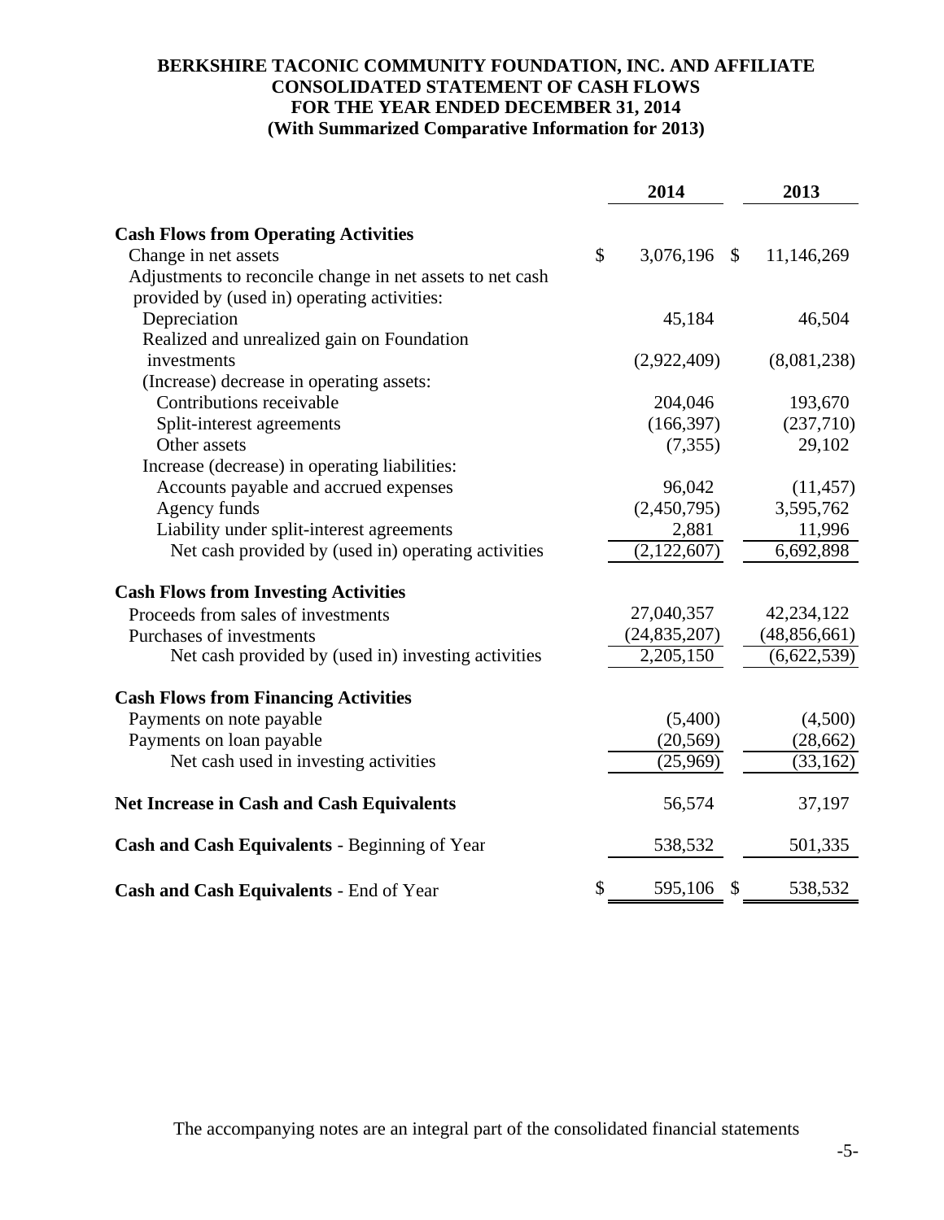**BERKSHIRE TACONIC COMMUNITY FOUNDATION, INC. AND AFFILIATE**
**CONSOLIDATED STATEMENT OF CASH FLOWS**
**FOR THE YEAR ENDED DECEMBER 31, 2014**
**(With Summarized Comparative Information for 2013)**

| | 2014 | 2013 |
|---|---|---|
| **Cash Flows from Operating Activities** | | |
| Change in net assets | $ 3,076,196 | $ 11,146,269 |
| Adjustments to reconcile change in net assets to net cash provided by (used in) operating activities: | | |
| Depreciation | 45,184 | 46,504 |
| Realized and unrealized gain on Foundation investments | (2,922,409) | (8,081,238) |
| (Increase) decrease in operating assets: | | |
| Contributions receivable | 204,046 | 193,670 |
| Split-interest agreements | (166,397) | (237,710) |
| Other assets | (7,355) | 29,102 |
| Increase (decrease) in operating liabilities: | | |
| Accounts payable and accrued expenses | 96,042 | (11,457) |
| Agency funds | (2,450,795) | 3,595,762 |
| Liability under split-interest agreements | 2,881 | 11,996 |
| Net cash provided by (used in) operating activities | (2,122,607) | 6,692,898 |
| **Cash Flows from Investing Activities** | | |
| Proceeds from sales of investments | 27,040,357 | 42,234,122 |
| Purchases of investments | (24,835,207) | (48,856,661) |
| Net cash provided by (used in) investing activities | 2,205,150 | (6,622,539) |
| **Cash Flows from Financing Activities** | | |
| Payments on note payable | (5,400) | (4,500) |
| Payments on loan payable | (20,569) | (28,662) |
| Net cash used in investing activities | (25,969) | (33,162) |
| **Net Increase in Cash and Cash Equivalents** | 56,574 | 37,197 |
| **Cash and Cash Equivalents** - Beginning of Year | 538,532 | 501,335 |
| **Cash and Cash Equivalents** - End of Year | $ 595,106 | $ 538,532 |

The accompanying notes are an integral part of the consolidated financial statements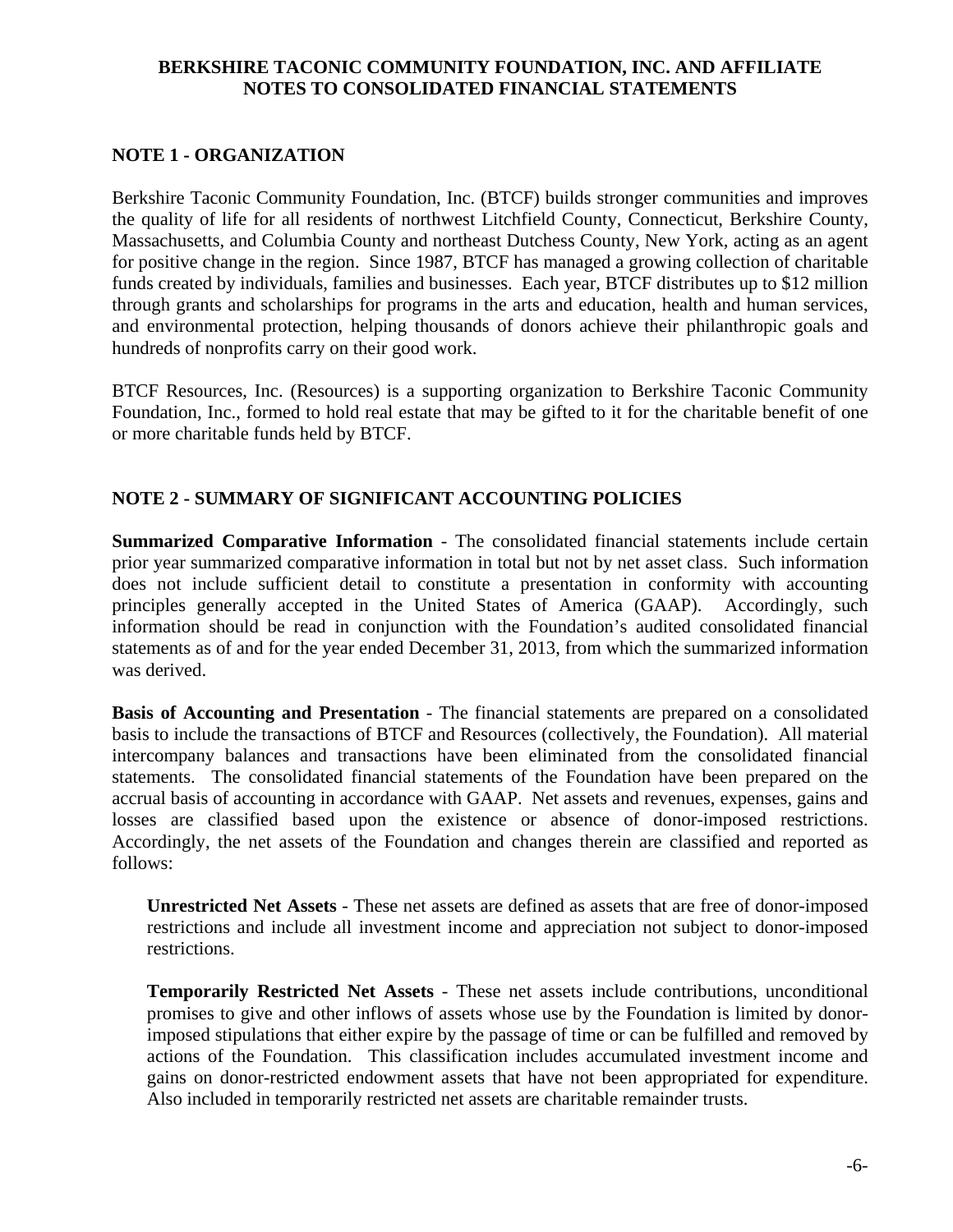# BERKSHIRE TACONIC COMMUNITY FOUNDATION, INC. AND AFFILIATE
# NOTES TO CONSOLIDATED FINANCIAL STATEMENTS

## NOTE 1 - ORGANIZATION

Berkshire Taconic Community Foundation, Inc. (BTCF) builds stronger communities and improves the quality of life for all residents of northwest Litchfield County, Connecticut, Berkshire County, Massachusetts, and Columbia County and northeast Dutchess County, New York, acting as an agent for positive change in the region. Since 1987, BTCF has managed a growing collection of charitable funds created by individuals, families and businesses. Each year, BTCF distributes up to $12 million through grants and scholarships for programs in the arts and education, health and human services, and environmental protection, helping thousands of donors achieve their philanthropic goals and hundreds of nonprofits carry on their good work.

BTCF Resources, Inc. (Resources) is a supporting organization to Berkshire Taconic Community Foundation, Inc., formed to hold real estate that may be gifted to it for the charitable benefit of one or more charitable funds held by BTCF.

## NOTE 2 - SUMMARY OF SIGNIFICANT ACCOUNTING POLICIES

**Summarized Comparative Information** - The consolidated financial statements include certain prior year summarized comparative information in total but not by net asset class. Such information does not include sufficient detail to constitute a presentation in conformity with accounting principles generally accepted in the United States of America (GAAP). Accordingly, such information should be read in conjunction with the Foundation's audited consolidated financial statements as of and for the year ended December 31, 2013, from which the summarized information was derived.

**Basis of Accounting and Presentation** - The financial statements are prepared on a consolidated basis to include the transactions of BTCF and Resources (collectively, the Foundation). All material intercompany balances and transactions have been eliminated from the consolidated financial statements. The consolidated financial statements of the Foundation have been prepared on the accrual basis of accounting in accordance with GAAP. Net assets and revenues, expenses, gains and losses are classified based upon the existence or absence of donor-imposed restrictions. Accordingly, the net assets of the Foundation and changes therein are classified and reported as follows:

**Unrestricted Net Assets** - These net assets are defined as assets that are free of donor-imposed restrictions and include all investment income and appreciation not subject to donor-imposed restrictions.

**Temporarily Restricted Net Assets** - These net assets include contributions, unconditional promises to give and other inflows of assets whose use by the Foundation is limited by donor-imposed stipulations that either expire by the passage of time or can be fulfilled and removed by actions of the Foundation. This classification includes accumulated investment income and gains on donor-restricted endowment assets that have not been appropriated for expenditure. Also included in temporarily restricted net assets are charitable remainder trusts.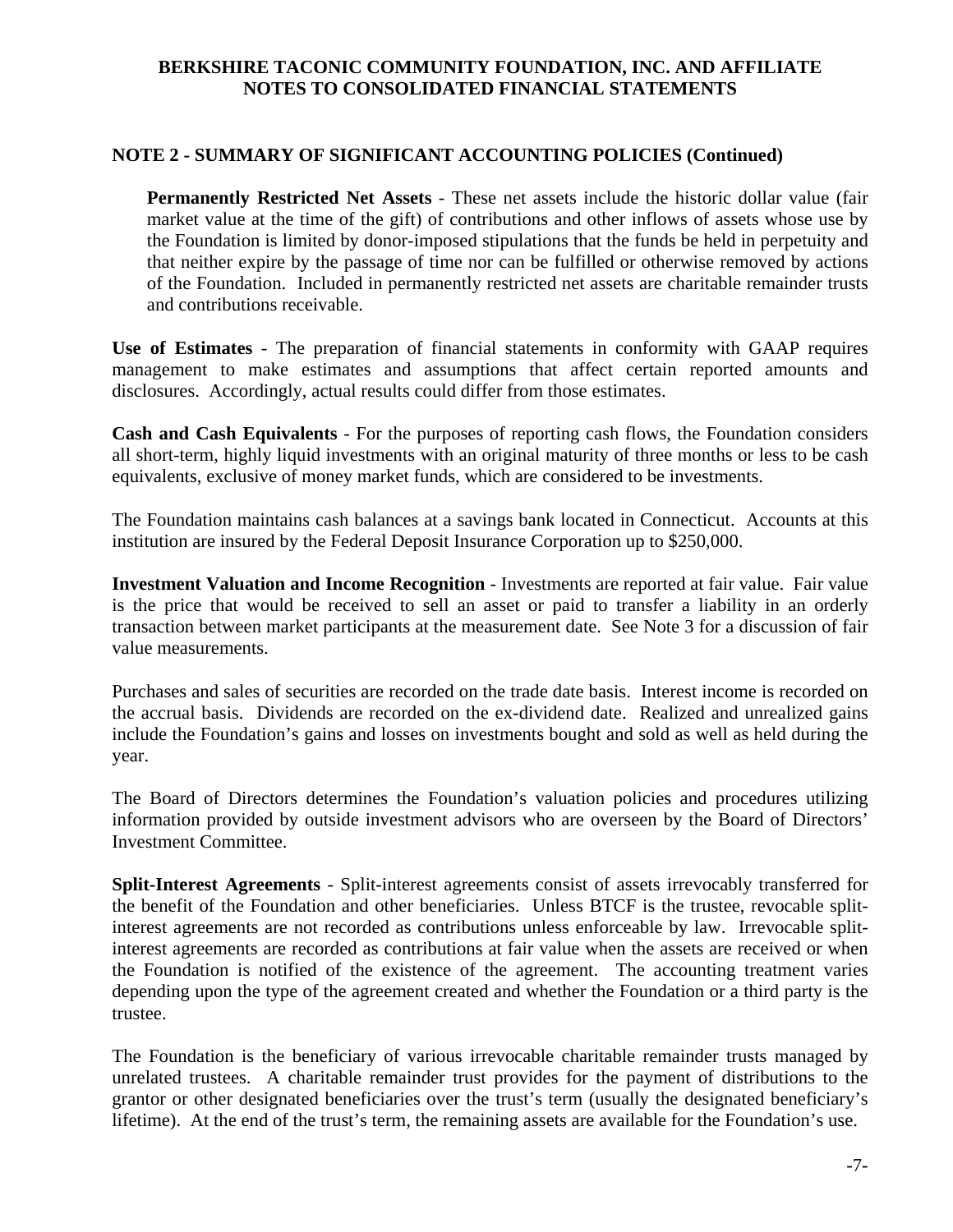## NOTE 2 - SUMMARY OF SIGNIFICANT ACCOUNTING POLICIES (Continued)

**Permanently Restricted Net Assets** - These net assets include the historic dollar value (fair market value at the time of the gift) of contributions and other inflows of assets whose use by the Foundation is limited by donor-imposed stipulations that the funds be held in perpetuity and that neither expire by the passage of time nor can be fulfilled or otherwise removed by actions of the Foundation. Included in permanently restricted net assets are charitable remainder trusts and contributions receivable.

**Use of Estimates** - The preparation of financial statements in conformity with GAAP requires management to make estimates and assumptions that affect certain reported amounts and disclosures. Accordingly, actual results could differ from those estimates.

**Cash and Cash Equivalents** - For the purposes of reporting cash flows, the Foundation considers all short-term, highly liquid investments with an original maturity of three months or less to be cash equivalents, exclusive of money market funds, which are considered to be investments.

The Foundation maintains cash balances at a savings bank located in Connecticut. Accounts at this institution are insured by the Federal Deposit Insurance Corporation up to $250,000.

**Investment Valuation and Income Recognition** - Investments are reported at fair value. Fair value is the price that would be received to sell an asset or paid to transfer a liability in an orderly transaction between market participants at the measurement date. See Note 3 for a discussion of fair value measurements.

Purchases and sales of securities are recorded on the trade date basis. Interest income is recorded on the accrual basis. Dividends are recorded on the ex-dividend date. Realized and unrealized gains include the Foundation's gains and losses on investments bought and sold as well as held during the year.

The Board of Directors determines the Foundation's valuation policies and procedures utilizing information provided by outside investment advisors who are overseen by the Board of Directors' Investment Committee.

**Split-Interest Agreements** - Split-interest agreements consist of assets irrevocably transferred for the benefit of the Foundation and other beneficiaries. Unless BTCF is the trustee, revocable split-interest agreements are not recorded as contributions unless enforceable by law. Irrevocable split-interest agreements are recorded as contributions at fair value when the assets are received or when the Foundation is notified of the existence of the agreement. The accounting treatment varies depending upon the type of the agreement created and whether the Foundation or a third party is the trustee.

The Foundation is the beneficiary of various irrevocable charitable remainder trusts managed by unrelated trustees. A charitable remainder trust provides for the payment of distributions to the grantor or other designated beneficiaries over the trust's term (usually the designated beneficiary's lifetime). At the end of the trust's term, the remaining assets are available for the Foundation's use.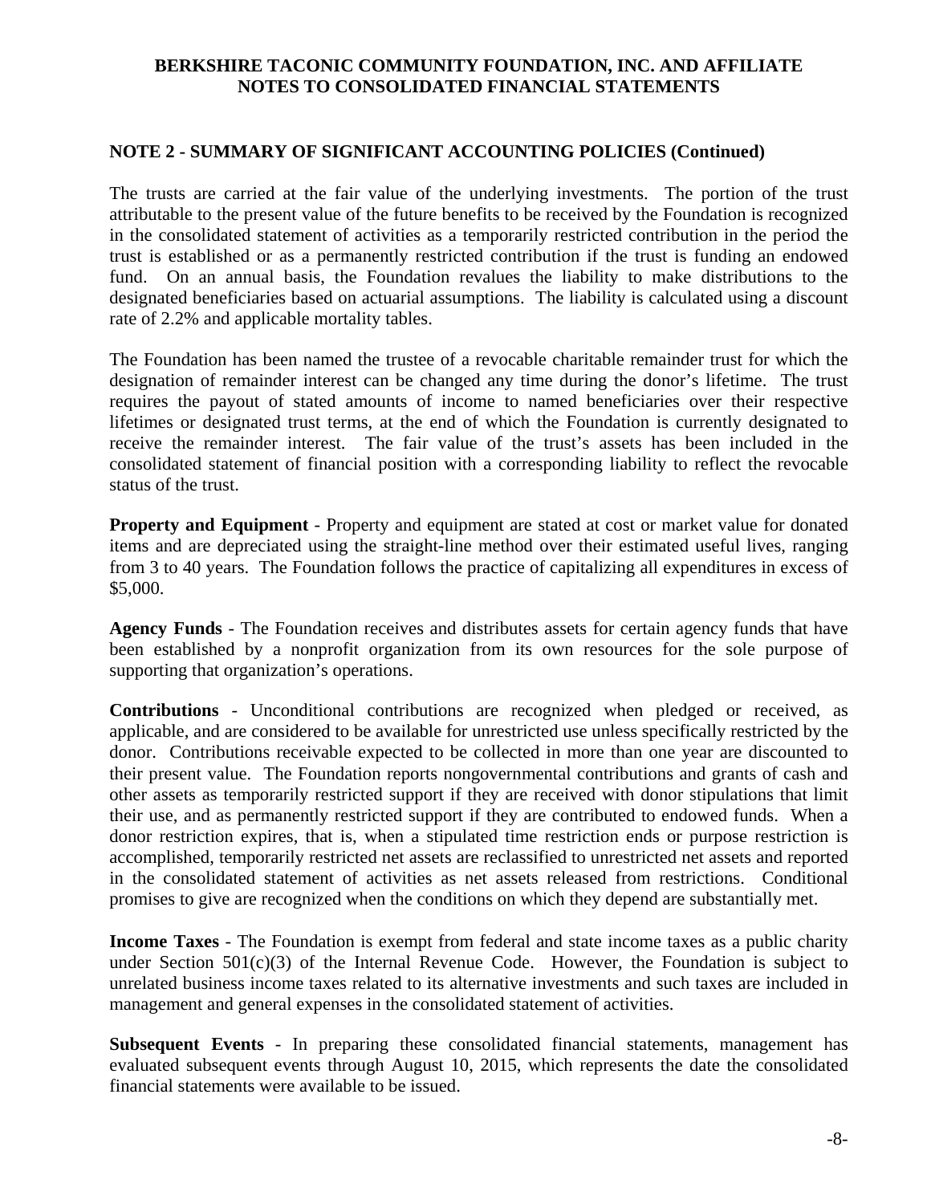## NOTE 2 - SUMMARY OF SIGNIFICANT ACCOUNTING POLICIES (Continued)

The trusts are carried at the fair value of the underlying investments. The portion of the trust attributable to the present value of the future benefits to be received by the Foundation is recognized in the consolidated statement of activities as a temporarily restricted contribution in the period the trust is established or as a permanently restricted contribution if the trust is funding an endowed fund. On an annual basis, the Foundation revalues the liability to make distributions to the designated beneficiaries based on actuarial assumptions. The liability is calculated using a discount rate of 2.2% and applicable mortality tables.

The Foundation has been named the trustee of a revocable charitable remainder trust for which the designation of remainder interest can be changed any time during the donor's lifetime. The trust requires the payout of stated amounts of income to named beneficiaries over their respective lifetimes or designated trust terms, at the end of which the Foundation is currently designated to receive the remainder interest. The fair value of the trust's assets has been included in the consolidated statement of financial position with a corresponding liability to reflect the revocable status of the trust.

**Property and Equipment** - Property and equipment are stated at cost or market value for donated items and are depreciated using the straight-line method over their estimated useful lives, ranging from 3 to 40 years. The Foundation follows the practice of capitalizing all expenditures in excess of $5,000.

**Agency Funds** - The Foundation receives and distributes assets for certain agency funds that have been established by a nonprofit organization from its own resources for the sole purpose of supporting that organization's operations.

**Contributions** - Unconditional contributions are recognized when pledged or received, as applicable, and are considered to be available for unrestricted use unless specifically restricted by the donor. Contributions receivable expected to be collected in more than one year are discounted to their present value. The Foundation reports nongovernmental contributions and grants of cash and other assets as temporarily restricted support if they are received with donor stipulations that limit their use, and as permanently restricted support if they are contributed to endowed funds. When a donor restriction expires, that is, when a stipulated time restriction ends or purpose restriction is accomplished, temporarily restricted net assets are reclassified to unrestricted net assets and reported in the consolidated statement of activities as net assets released from restrictions. Conditional promises to give are recognized when the conditions on which they depend are substantially met.

**Income Taxes** - The Foundation is exempt from federal and state income taxes as a public charity under Section 501(c)(3) of the Internal Revenue Code. However, the Foundation is subject to unrelated business income taxes related to its alternative investments and such taxes are included in management and general expenses in the consolidated statement of activities.

**Subsequent Events** - In preparing these consolidated financial statements, management has evaluated subsequent events through August 10, 2015, which represents the date the consolidated financial statements were available to be issued.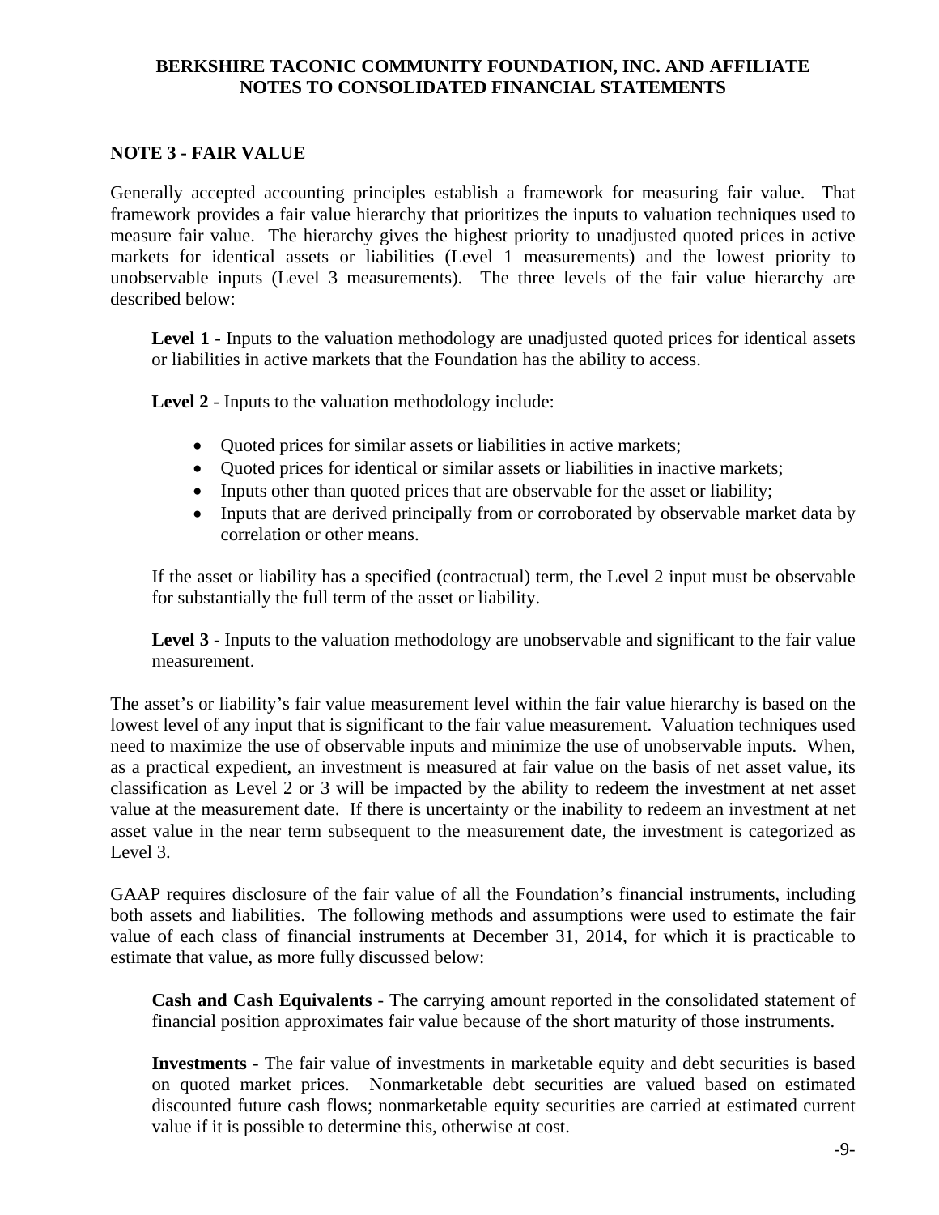## NOTE 3 - FAIR VALUE

Generally accepted accounting principles establish a framework for measuring fair value. That framework provides a fair value hierarchy that prioritizes the inputs to valuation techniques used to measure fair value. The hierarchy gives the highest priority to unadjusted quoted prices in active markets for identical assets or liabilities (Level 1 measurements) and the lowest priority to unobservable inputs (Level 3 measurements). The three levels of the fair value hierarchy are described below:

**Level 1** - Inputs to the valuation methodology are unadjusted quoted prices for identical assets or liabilities in active markets that the Foundation has the ability to access.

**Level 2** - Inputs to the valuation methodology include:

- Quoted prices for similar assets or liabilities in active markets;
- Quoted prices for identical or similar assets or liabilities in inactive markets;
- Inputs other than quoted prices that are observable for the asset or liability;
- Inputs that are derived principally from or corroborated by observable market data by correlation or other means.

If the asset or liability has a specified (contractual) term, the Level 2 input must be observable for substantially the full term of the asset or liability.

**Level 3** - Inputs to the valuation methodology are unobservable and significant to the fair value measurement.

The asset's or liability's fair value measurement level within the fair value hierarchy is based on the lowest level of any input that is significant to the fair value measurement. Valuation techniques used need to maximize the use of observable inputs and minimize the use of unobservable inputs. When, as a practical expedient, an investment is measured at fair value on the basis of net asset value, its classification as Level 2 or 3 will be impacted by the ability to redeem the investment at net asset value at the measurement date. If there is uncertainty or the inability to redeem an investment at net asset value in the near term subsequent to the measurement date, the investment is categorized as Level 3.

GAAP requires disclosure of the fair value of all the Foundation's financial instruments, including both assets and liabilities. The following methods and assumptions were used to estimate the fair value of each class of financial instruments at December 31, 2014, for which it is practicable to estimate that value, as more fully discussed below:

**Cash and Cash Equivalents** - The carrying amount reported in the consolidated statement of financial position approximates fair value because of the short maturity of those instruments.

**Investments** - The fair value of investments in marketable equity and debt securities is based on quoted market prices. Nonmarketable debt securities are valued based on estimated discounted future cash flows; nonmarketable equity securities are carried at estimated current value if it is possible to determine this, otherwise at cost.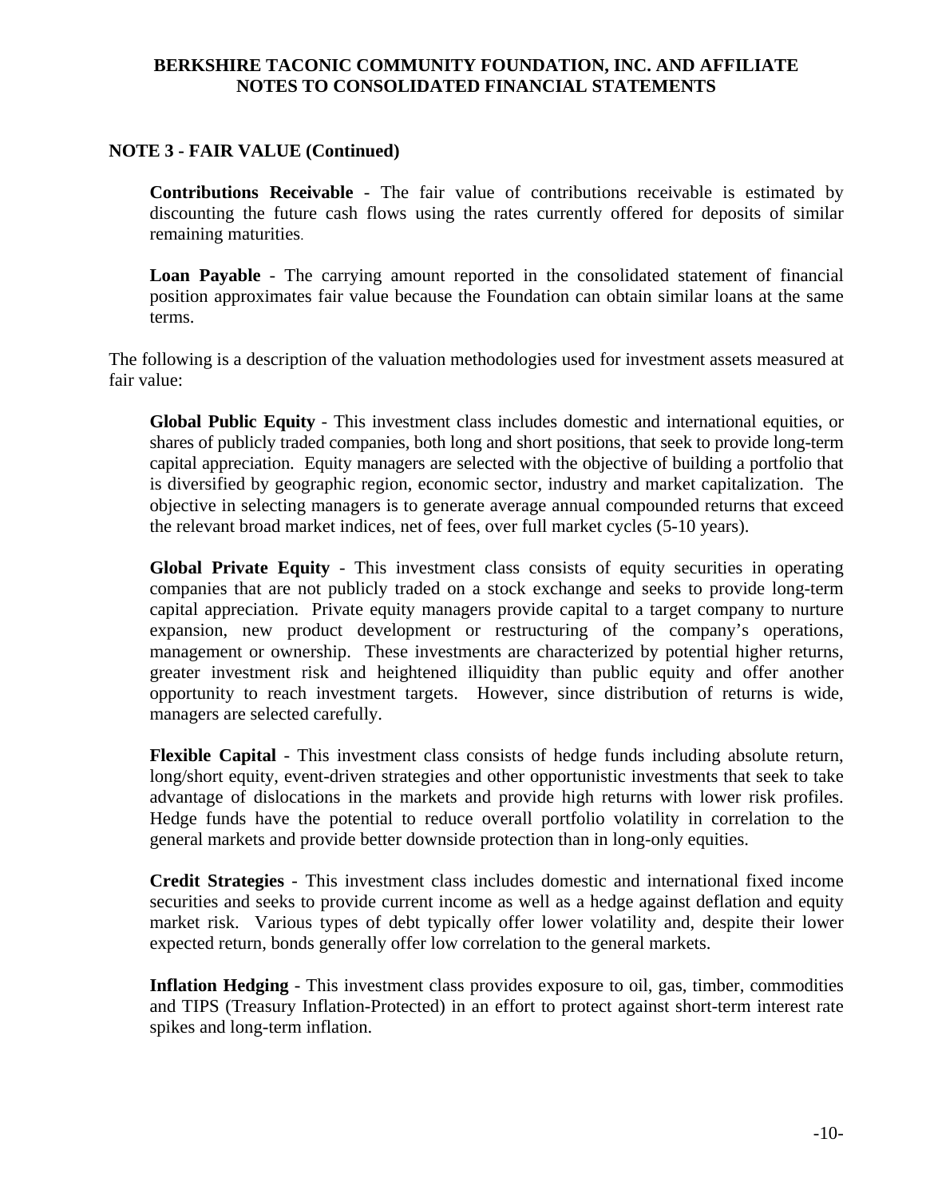## NOTE 3 - FAIR VALUE (Continued)

**Contributions Receivable** - The fair value of contributions receivable is estimated by discounting the future cash flows using the rates currently offered for deposits of similar remaining maturities.

**Loan Payable** - The carrying amount reported in the consolidated statement of financial position approximates fair value because the Foundation can obtain similar loans at the same terms.

The following is a description of the valuation methodologies used for investment assets measured at fair value:

**Global Public Equity** - This investment class includes domestic and international equities, or shares of publicly traded companies, both long and short positions, that seek to provide long-term capital appreciation. Equity managers are selected with the objective of building a portfolio that is diversified by geographic region, economic sector, industry and market capitalization. The objective in selecting managers is to generate average annual compounded returns that exceed the relevant broad market indices, net of fees, over full market cycles (5-10 years).

**Global Private Equity** - This investment class consists of equity securities in operating companies that are not publicly traded on a stock exchange and seeks to provide long-term capital appreciation. Private equity managers provide capital to a target company to nurture expansion, new product development or restructuring of the company's operations, management or ownership. These investments are characterized by potential higher returns, greater investment risk and heightened illiquidity than public equity and offer another opportunity to reach investment targets. However, since distribution of returns is wide, managers are selected carefully.

**Flexible Capital** - This investment class consists of hedge funds including absolute return, long/short equity, event-driven strategies and other opportunistic investments that seek to take advantage of dislocations in the markets and provide high returns with lower risk profiles. Hedge funds have the potential to reduce overall portfolio volatility in correlation to the general markets and provide better downside protection than in long-only equities.

**Credit Strategies** - This investment class includes domestic and international fixed income securities and seeks to provide current income as well as a hedge against deflation and equity market risk. Various types of debt typically offer lower volatility and, despite their lower expected return, bonds generally offer low correlation to the general markets.

**Inflation Hedging** - This investment class provides exposure to oil, gas, timber, commodities and TIPS (Treasury Inflation-Protected) in an effort to protect against short-term interest rate spikes and long-term inflation.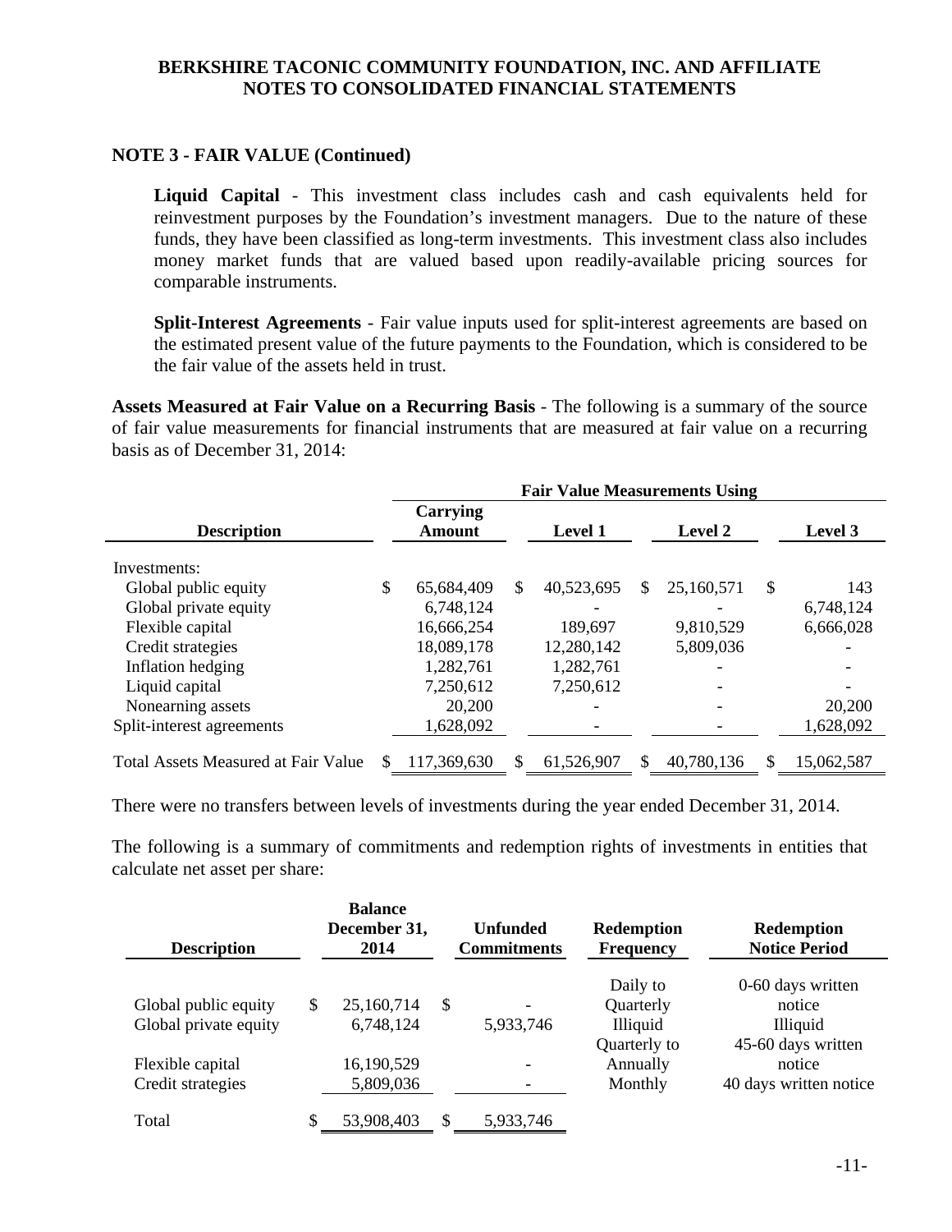## NOTE 3 - FAIR VALUE (Continued)

**Liquid Capital** - This investment class includes cash and cash equivalents held for reinvestment purposes by the Foundation's investment managers. Due to the nature of these funds, they have been classified as long-term investments. This investment class also includes money market funds that are valued based upon readily-available pricing sources for comparable instruments.

**Split-Interest Agreements** - Fair value inputs used for split-interest agreements are based on the estimated present value of the future payments to the Foundation, which is considered to be the fair value of the assets held in trust.

**Assets Measured at Fair Value on a Recurring Basis** - The following is a summary of the source of fair value measurements for financial instruments that are measured at fair value on a recurring basis as of December 31, 2014:

| | | Fair Value Measurements Using | | |
|---|---|---|---|---|
| **Description** | **Carrying Amount** | **Level 1** | **Level 2** | **Level 3** |
| Investments: | | | | |
| Global public equity | $ 65,684,409 | $ 40,523,695 | $ 25,160,571 | $ 143 |
| Global private equity | 6,748,124 | - | - | 6,748,124 |
| Flexible capital | 16,666,254 | 189,697 | 9,810,529 | 6,666,028 |
| Credit strategies | 18,089,178 | 12,280,142 | 5,809,036 | - |
| Inflation hedging | 1,282,761 | 1,282,761 | - | - |
| Liquid capital | 7,250,612 | 7,250,612 | - | - |
| Nonearning assets | 20,200 | - | - | 20,200 |
| Split-interest agreements | 1,628,092 | - | - | 1,628,092 |
| Total Assets Measured at Fair Value | $ 117,369,630 | $ 61,526,907 | $ 40,780,136 | $ 15,062,587 |

There were no transfers between levels of investments during the year ended December 31, 2014.

The following is a summary of commitments and redemption rights of investments in entities that calculate net asset per share:

| **Description** | **Balance December 31, 2014** | **Unfunded Commitments** | **Redemption Frequency** | **Redemption Notice Period** |
|---|---|---|---|---|
| Global public equity | $ 25,160,714 | $ - | Daily to Quarterly | 0-60 days written notice |
| Global private equity | 6,748,124 | 5,933,746 | Illiquid | Illiquid |
| Flexible capital | 16,190,529 | - | Quarterly to Annually | 45-60 days written notice |
| Credit strategies | 5,809,036 | - | Monthly | 40 days written notice |
| Total | $ 53,908,403 | $ 5,933,746 | | |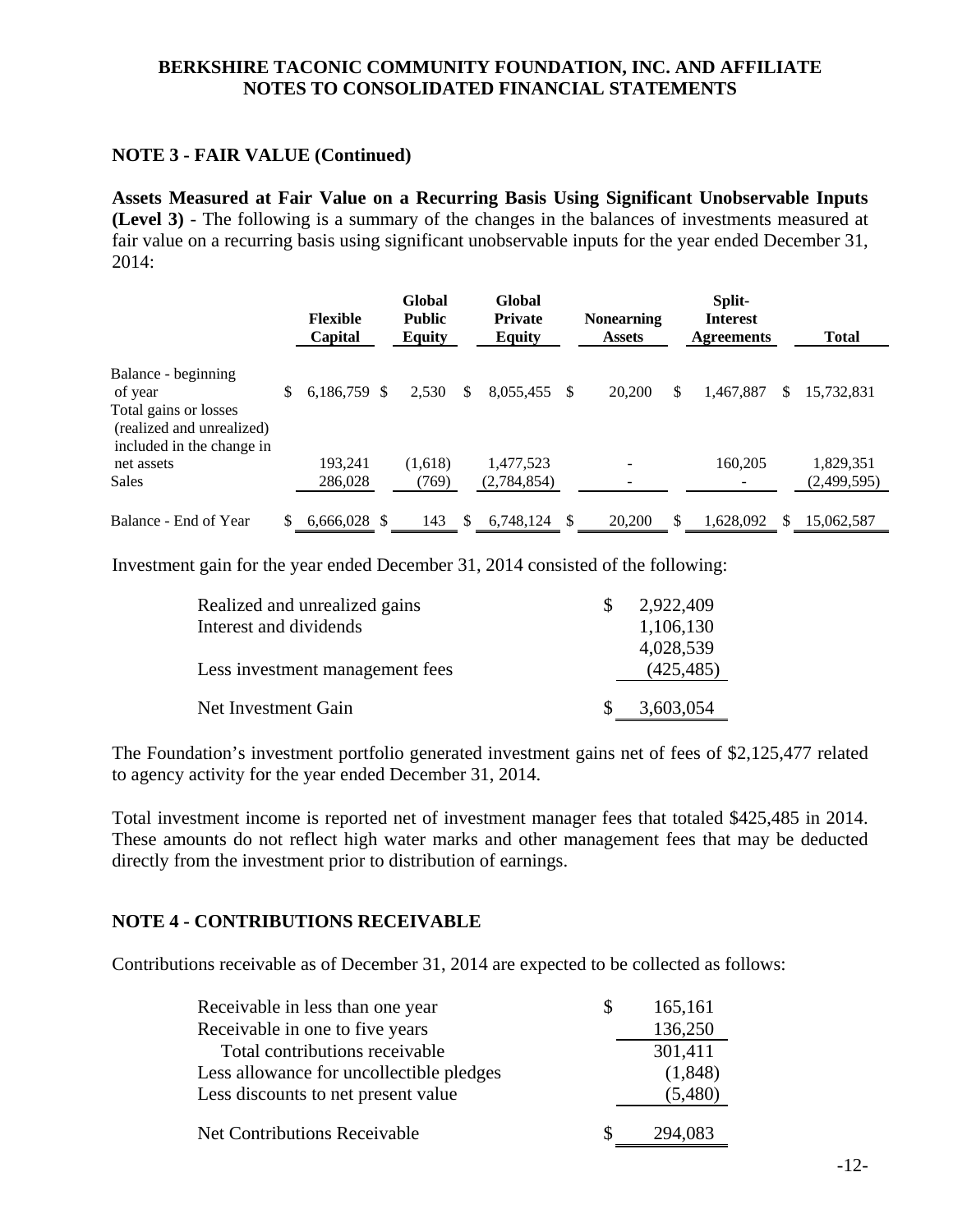## NOTE 3 - FAIR VALUE (Continued)

**Assets Measured at Fair Value on a Recurring Basis Using Significant Unobservable Inputs (Level 3)** - The following is a summary of the changes in the balances of investments measured at fair value on a recurring basis using significant unobservable inputs for the year ended December 31, 2014:

| | Flexible Capital | Global Public Equity | Global Private Equity | Nonearning Assets | Split-Interest Agreements | Total |
|---|---|---|---|---|---|---|
| Balance - beginning of year | $ 6,186,759 | $ 2,530 | $ 8,055,455 | $ 20,200 | $ 1,467,887 | $ 15,732,831 |
| Total gains or losses (realized and unrealized) included in the change in net assets | 193,241 | (1,618) | 1,477,523 | - | 160,205 | 1,829,351 |
| Sales | 286,028 | (769) | (2,784,854) | - | - | (2,499,595) |
| Balance - End of Year | $ 6,666,028 | $ 143 | $ 6,748,124 | $ 20,200 | $ 1,628,092 | $ 15,062,587 |

Investment gain for the year ended December 31, 2014 consisted of the following:

| | |
|---|---|
| Realized and unrealized gains | $ 2,922,409 |
| Interest and dividends | 1,106,130 |
| | 4,028,539 |
| Less investment management fees | (425,485) |
| Net Investment Gain | $ 3,603,054 |

The Foundation's investment portfolio generated investment gains net of fees of $2,125,477 related to agency activity for the year ended December 31, 2014.

Total investment income is reported net of investment manager fees that totaled $425,485 in 2014. These amounts do not reflect high water marks and other management fees that may be deducted directly from the investment prior to distribution of earnings.

## NOTE 4 - CONTRIBUTIONS RECEIVABLE

Contributions receivable as of December 31, 2014 are expected to be collected as follows:

| | |
|---|---|
| Receivable in less than one year | $ 165,161 |
| Receivable in one to five years | 136,250 |
| Total contributions receivable | 301,411 |
| Less allowance for uncollectible pledges | (1,848) |
| Less discounts to net present value | (5,480) |
| Net Contributions Receivable | $ 294,083 |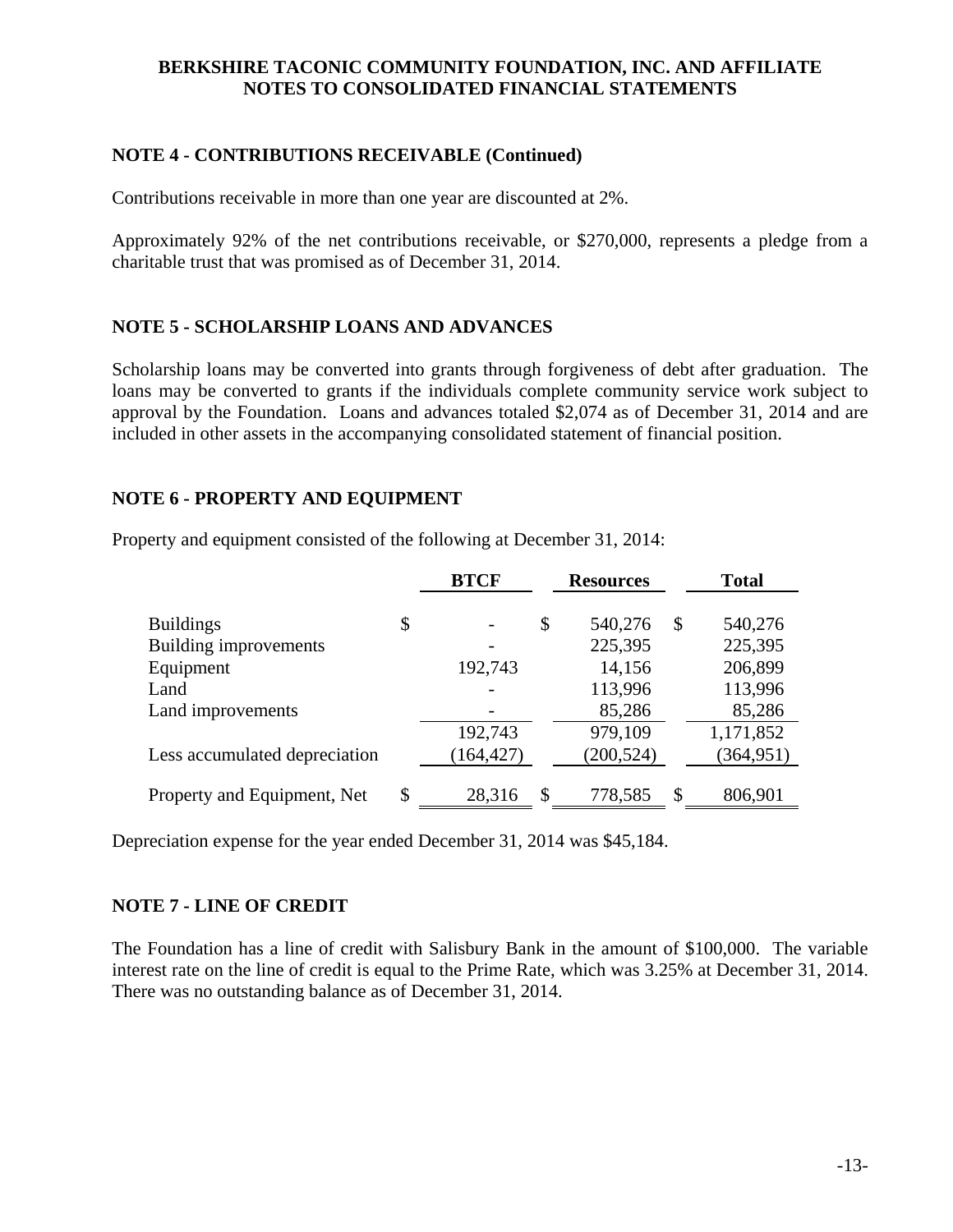## NOTE 4 - CONTRIBUTIONS RECEIVABLE (Continued)

Contributions receivable in more than one year are discounted at 2%.

Approximately 92% of the net contributions receivable, or $270,000, represents a pledge from a charitable trust that was promised as of December 31, 2014.

## NOTE 5 - SCHOLARSHIP LOANS AND ADVANCES

Scholarship loans may be converted into grants through forgiveness of debt after graduation. The loans may be converted to grants if the individuals complete community service work subject to approval by the Foundation. Loans and advances totaled $2,074 as of December 31, 2014 and are included in other assets in the accompanying consolidated statement of financial position.

## NOTE 6 - PROPERTY AND EQUIPMENT

Property and equipment consisted of the following at December 31, 2014:

| | BTCF | Resources | Total |
|---|---|---|---|
| Buildings | $ - | $ 540,276 | $ 540,276 |
| Building improvements | - | 225,395 | 225,395 |
| Equipment | 192,743 | 14,156 | 206,899 |
| Land | - | 113,996 | 113,996 |
| Land improvements | - | 85,286 | 85,286 |
| | 192,743 | 979,109 | 1,171,852 |
| Less accumulated depreciation | (164,427) | (200,524) | (364,951) |
| Property and Equipment, Net | $ 28,316 | $ 778,585 | $ 806,901 |

Depreciation expense for the year ended December 31, 2014 was $45,184.

## NOTE 7 - LINE OF CREDIT

The Foundation has a line of credit with Salisbury Bank in the amount of $100,000. The variable interest rate on the line of credit is equal to the Prime Rate, which was 3.25% at December 31, 2014. There was no outstanding balance as of December 31, 2014.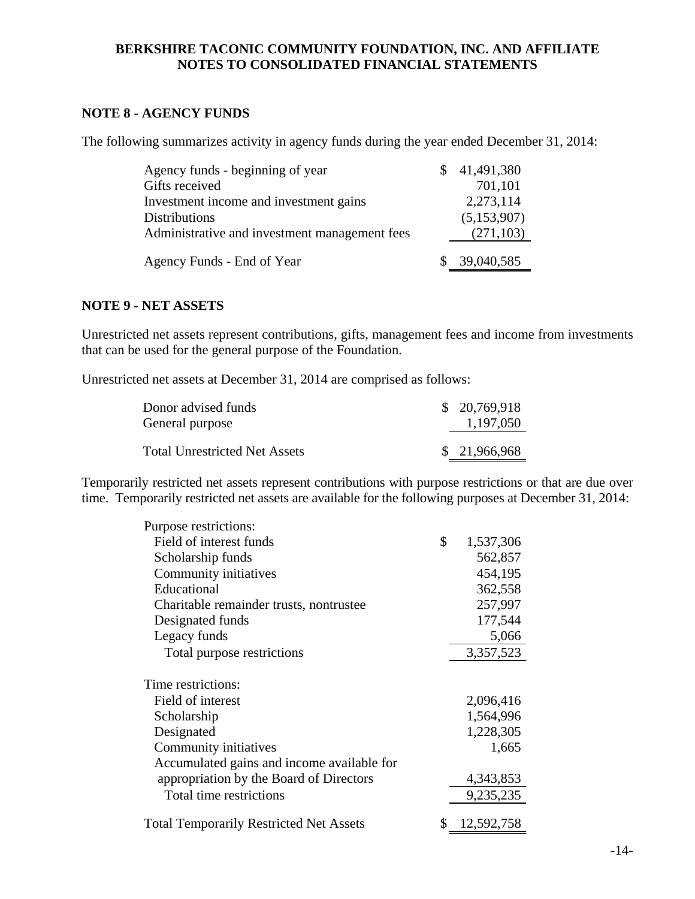## BERKSHIRE TACONIC COMMUNITY FOUNDATION, INC. AND AFFILIATE
## NOTES TO CONSOLIDATED FINANCIAL STATEMENTS

### NOTE 8 - AGENCY FUNDS

The following summarizes activity in agency funds during the year ended December 31, 2014:

| | |
|---|---|
| Agency funds - beginning of year | $ 41,491,380 |
| Gifts received | 701,101 |
| Investment income and investment gains | 2,273,114 |
| Distributions | (5,153,907) |
| Administrative and investment management fees | (271,103) |
| Agency Funds - End of Year | $ 39,040,585 |

### NOTE 9 - NET ASSETS

Unrestricted net assets represent contributions, gifts, management fees and income from investments that can be used for the general purpose of the Foundation.

Unrestricted net assets at December 31, 2014 are comprised as follows:

| | |
|---|---|
| Donor advised funds | $ 20,769,918 |
| General purpose | 1,197,050 |
| Total Unrestricted Net Assets | $ 21,966,968 |

Temporarily restricted net assets represent contributions with purpose restrictions or that are due over time. Temporarily restricted net assets are available for the following purposes at December 31, 2014:

| | |
|---|---|
| Purpose restrictions: | |
| Field of interest funds | $ 1,537,306 |
| Scholarship funds | 562,857 |
| Community initiatives | 454,195 |
| Educational | 362,558 |
| Charitable remainder trusts, nontrustee | 257,997 |
| Designated funds | 177,544 |
| Legacy funds | 5,066 |
| Total purpose restrictions | 3,357,523 |
| Time restrictions: | |
| Field of interest | 2,096,416 |
| Scholarship | 1,564,996 |
| Designated | 1,228,305 |
| Community initiatives | 1,665 |
| Accumulated gains and income available for appropriation by the Board of Directors | 4,343,853 |
| Total time restrictions | 9,235,235 |
| Total Temporarily Restricted Net Assets | $ 12,592,758 |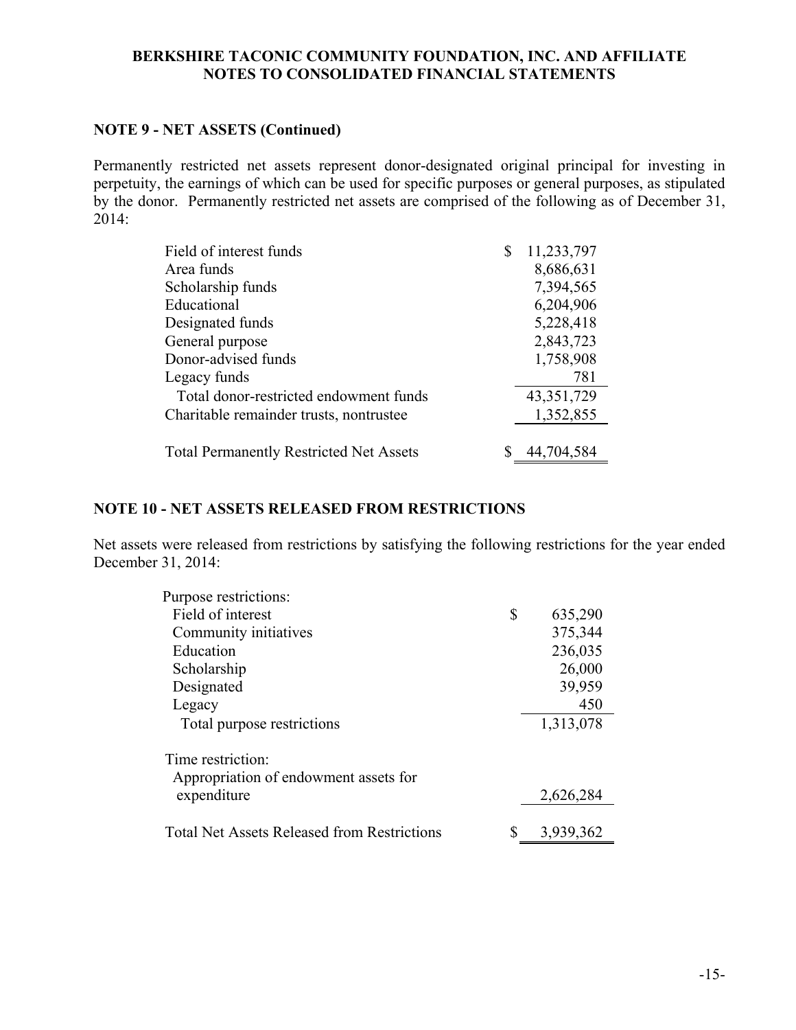## NOTE 9 - NET ASSETS (Continued)

Permanently restricted net assets represent donor-designated original principal for investing in perpetuity, the earnings of which can be used for specific purposes or general purposes, as stipulated by the donor. Permanently restricted net assets are comprised of the following as of December 31, 2014:

| | |
|---|---|
| Field of interest funds | $ 11,233,797 |
| Area funds | 8,686,631 |
| Scholarship funds | 7,394,565 |
| Educational | 6,204,906 |
| Designated funds | 5,228,418 |
| General purpose | 2,843,723 |
| Donor-advised funds | 1,758,908 |
| Legacy funds | 781 |
| Total donor-restricted endowment funds | 43,351,729 |
| Charitable remainder trusts, nontrustee | 1,352,855 |
| Total Permanently Restricted Net Assets | $ 44,704,584 |

## NOTE 10 - NET ASSETS RELEASED FROM RESTRICTIONS

Net assets were released from restrictions by satisfying the following restrictions for the year ended December 31, 2014:

| | |
|---|---|
| Purpose restrictions: | |
| Field of interest | $ 635,290 |
| Community initiatives | 375,344 |
| Education | 236,035 |
| Scholarship | 26,000 |
| Designated | 39,959 |
| Legacy | 450 |
| Total purpose restrictions | 1,313,078 |
| Time restriction: | |
| Appropriation of endowment assets for expenditure | 2,626,284 |
| Total Net Assets Released from Restrictions | $ 3,939,362 |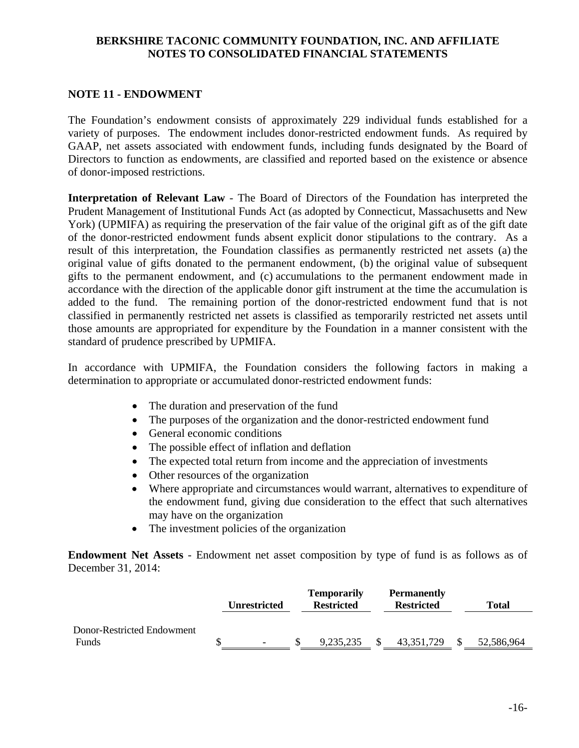## NOTE 11 - ENDOWMENT

The Foundation's endowment consists of approximately 229 individual funds established for a variety of purposes. The endowment includes donor-restricted endowment funds. As required by GAAP, net assets associated with endowment funds, including funds designated by the Board of Directors to function as endowments, are classified and reported based on the existence or absence of donor-imposed restrictions.

**Interpretation of Relevant Law** - The Board of Directors of the Foundation has interpreted the Prudent Management of Institutional Funds Act (as adopted by Connecticut, Massachusetts and New York) (UPMIFA) as requiring the preservation of the fair value of the original gift as of the gift date of the donor-restricted endowment funds absent explicit donor stipulations to the contrary. As a result of this interpretation, the Foundation classifies as permanently restricted net assets (a) the original value of gifts donated to the permanent endowment, (b) the original value of subsequent gifts to the permanent endowment, and (c) accumulations to the permanent endowment made in accordance with the direction of the applicable donor gift instrument at the time the accumulation is added to the fund. The remaining portion of the donor-restricted endowment fund that is not classified in permanently restricted net assets is classified as temporarily restricted net assets until those amounts are appropriated for expenditure by the Foundation in a manner consistent with the standard of prudence prescribed by UPMIFA.

In accordance with UPMIFA, the Foundation considers the following factors in making a determination to appropriate or accumulated donor-restricted endowment funds:

- The duration and preservation of the fund
- The purposes of the organization and the donor-restricted endowment fund
- General economic conditions
- The possible effect of inflation and deflation
- The expected total return from income and the appreciation of investments
- Other resources of the organization
- Where appropriate and circumstances would warrant, alternatives to expenditure of the endowment fund, giving due consideration to the effect that such alternatives may have on the organization
- The investment policies of the organization

**Endowment Net Assets** - Endowment net asset composition by type of fund is as follows as of December 31, 2014:

| | Unrestricted | Temporarily Restricted | Permanently Restricted | Total |
|---|---|---|---|---|
| Donor-Restricted Endowment Funds | $ - | $ 9,235,235 | $ 43,351,729 | $ 52,586,964 |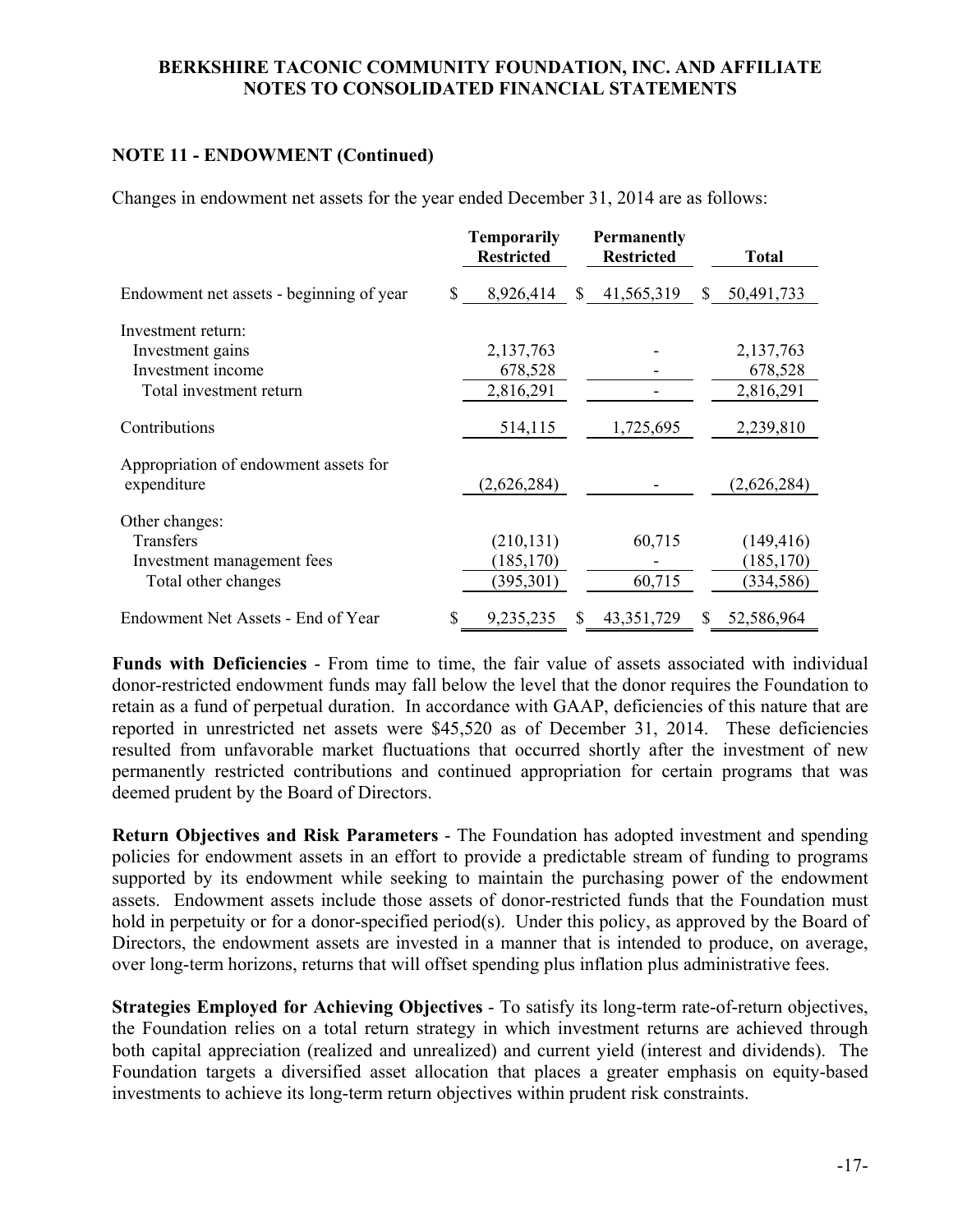## NOTE 11 - ENDOWMENT (Continued)

Changes in endowment net assets for the year ended December 31, 2014 are as follows:

| | Temporarily Restricted | Permanently Restricted | Total |
|---|---|---|---|
| Endowment net assets - beginning of year | $ 8,926,414 | $ 41,565,319 | $ 50,491,733 |
| Investment return: | | | |
| Investment gains | 2,137,763 | - | 2,137,763 |
| Investment income | 678,528 | - | 678,528 |
| Total investment return | 2,816,291 | - | 2,816,291 |
| Contributions | 514,115 | 1,725,695 | 2,239,810 |
| Appropriation of endowment assets for expenditure | (2,626,284) | - | (2,626,284) |
| Other changes: | | | |
| Transfers | (210,131) | 60,715 | (149,416) |
| Investment management fees | (185,170) | - | (185,170) |
| Total other changes | (395,301) | 60,715 | (334,586) |
| Endowment Net Assets - End of Year | $ 9,235,235 | $ 43,351,729 | $ 52,586,964 |

**Funds with Deficiencies** - From time to time, the fair value of assets associated with individual donor-restricted endowment funds may fall below the level that the donor requires the Foundation to retain as a fund of perpetual duration. In accordance with GAAP, deficiencies of this nature that are reported in unrestricted net assets were $45,520 as of December 31, 2014. These deficiencies resulted from unfavorable market fluctuations that occurred shortly after the investment of new permanently restricted contributions and continued appropriation for certain programs that was deemed prudent by the Board of Directors.

**Return Objectives and Risk Parameters** - The Foundation has adopted investment and spending policies for endowment assets in an effort to provide a predictable stream of funding to programs supported by its endowment while seeking to maintain the purchasing power of the endowment assets. Endowment assets include those assets of donor-restricted funds that the Foundation must hold in perpetuity or for a donor-specified period(s). Under this policy, as approved by the Board of Directors, the endowment assets are invested in a manner that is intended to produce, on average, over long-term horizons, returns that will offset spending plus inflation plus administrative fees.

**Strategies Employed for Achieving Objectives** - To satisfy its long-term rate-of-return objectives, the Foundation relies on a total return strategy in which investment returns are achieved through both capital appreciation (realized and unrealized) and current yield (interest and dividends). The Foundation targets a diversified asset allocation that places a greater emphasis on equity-based investments to achieve its long-term return objectives within prudent risk constraints.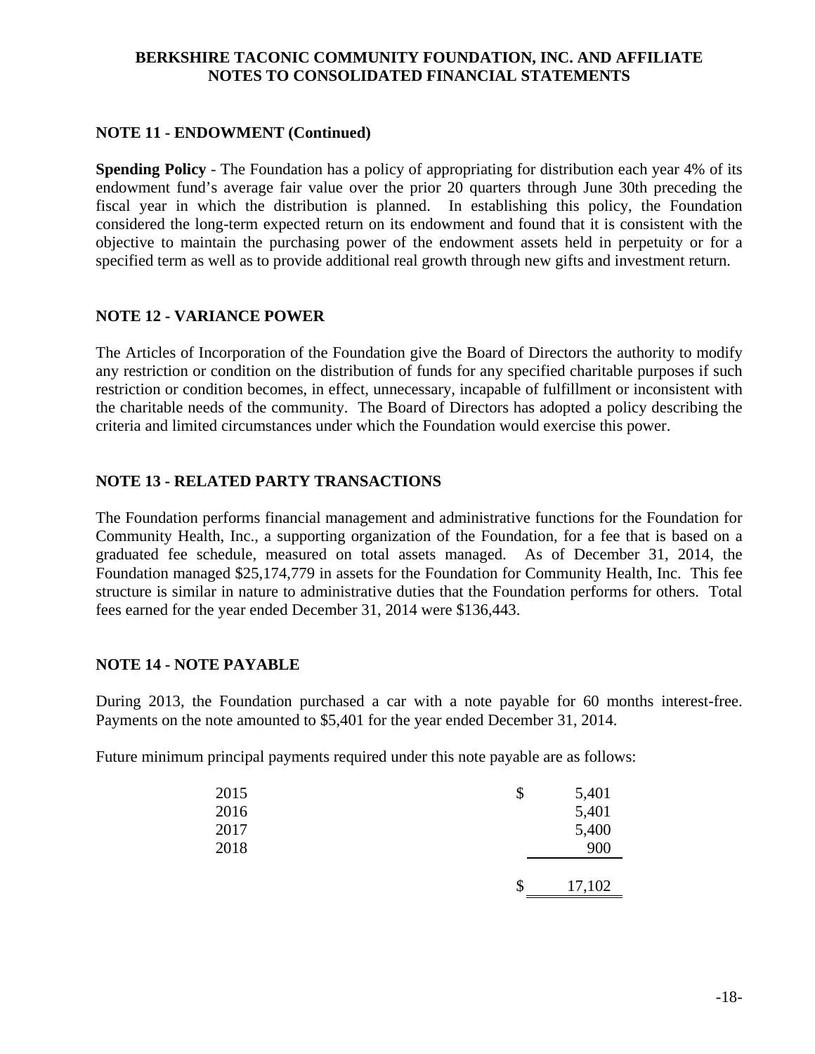## NOTE 11 - ENDOWMENT (Continued)

**Spending Policy** - The Foundation has a policy of appropriating for distribution each year 4% of its endowment fund's average fair value over the prior 20 quarters through June 30th preceding the fiscal year in which the distribution is planned. In establishing this policy, the Foundation considered the long-term expected return on its endowment and found that it is consistent with the objective to maintain the purchasing power of the endowment assets held in perpetuity or for a specified term as well as to provide additional real growth through new gifts and investment return.

## NOTE 12 - VARIANCE POWER

The Articles of Incorporation of the Foundation give the Board of Directors the authority to modify any restriction or condition on the distribution of funds for any specified charitable purposes if such restriction or condition becomes, in effect, unnecessary, incapable of fulfillment or inconsistent with the charitable needs of the community. The Board of Directors has adopted a policy describing the criteria and limited circumstances under which the Foundation would exercise this power.

## NOTE 13 - RELATED PARTY TRANSACTIONS

The Foundation performs financial management and administrative functions for the Foundation for Community Health, Inc., a supporting organization of the Foundation, for a fee that is based on a graduated fee schedule, measured on total assets managed. As of December 31, 2014, the Foundation managed $25,174,779 in assets for the Foundation for Community Health, Inc. This fee structure is similar in nature to administrative duties that the Foundation performs for others. Total fees earned for the year ended December 31, 2014 were $136,443.

## NOTE 14 - NOTE PAYABLE

During 2013, the Foundation purchased a car with a note payable for 60 months interest-free. Payments on the note amounted to $5,401 for the year ended December 31, 2014.

Future minimum principal payments required under this note payable are as follows:

| Year | Amount |
|---|---|
| 2015 | $ 5,401 |
| 2016 | 5,401 |
| 2017 | 5,400 |
| 2018 | 900 |
| | $ 17,102 |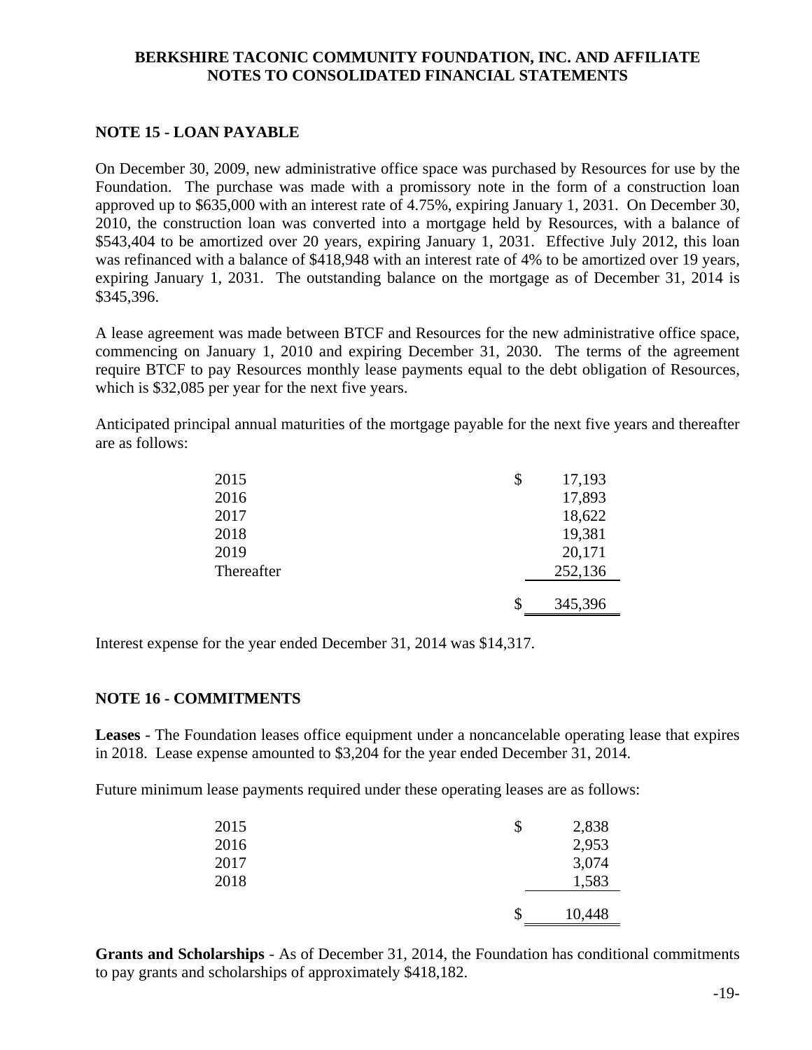# BERKSHIRE TACONIC COMMUNITY FOUNDATION, INC. AND AFFILIATE
# NOTES TO CONSOLIDATED FINANCIAL STATEMENTS

## NOTE 15 - LOAN PAYABLE

On December 30, 2009, new administrative office space was purchased by Resources for use by the Foundation. The purchase was made with a promissory note in the form of a construction loan approved up to $635,000 with an interest rate of 4.75%, expiring January 1, 2031. On December 30, 2010, the construction loan was converted into a mortgage held by Resources, with a balance of $543,404 to be amortized over 20 years, expiring January 1, 2031. Effective July 2012, this loan was refinanced with a balance of $418,948 with an interest rate of 4% to be amortized over 19 years, expiring January 1, 2031. The outstanding balance on the mortgage as of December 31, 2014 is $345,396.

A lease agreement was made between BTCF and Resources for the new administrative office space, commencing on January 1, 2010 and expiring December 31, 2030. The terms of the agreement require BTCF to pay Resources monthly lease payments equal to the debt obligation of Resources, which is $32,085 per year for the next five years.

Anticipated principal annual maturities of the mortgage payable for the next five years and thereafter are as follows:

| | |
|---|---|
| 2015 | $ 17,193 |
| 2016 | 17,893 |
| 2017 | 18,622 |
| 2018 | 19,381 |
| 2019 | 20,171 |
| Thereafter | 252,136 |
| | $ 345,396 |

Interest expense for the year ended December 31, 2014 was $14,317.

## NOTE 16 - COMMITMENTS

**Leases** - The Foundation leases office equipment under a noncancelable operating lease that expires in 2018. Lease expense amounted to $3,204 for the year ended December 31, 2014.

Future minimum lease payments required under these operating leases are as follows:

| | |
|---|---|
| 2015 | $ 2,838 |
| 2016 | 2,953 |
| 2017 | 3,074 |
| 2018 | 1,583 |
| | $ 10,448 |

**Grants and Scholarships** - As of December 31, 2014, the Foundation has conditional commitments to pay grants and scholarships of approximately $418,182.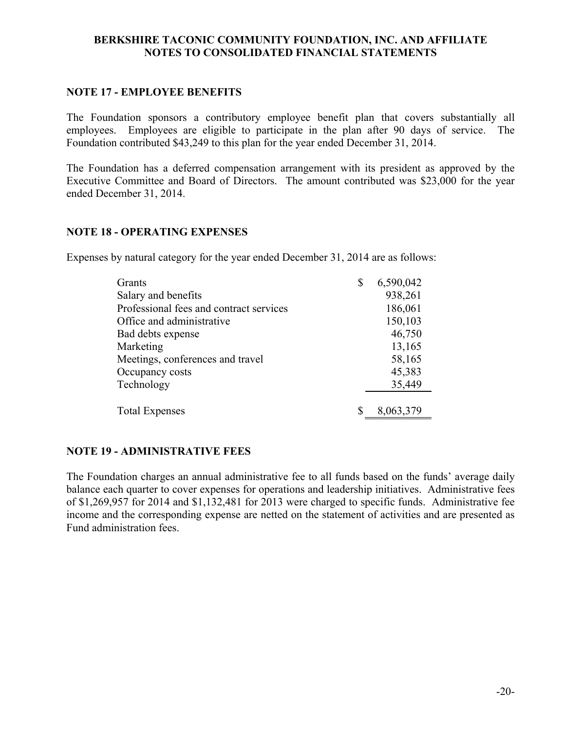## NOTE 17 - EMPLOYEE BENEFITS

The Foundation sponsors a contributory employee benefit plan that covers substantially all employees. Employees are eligible to participate in the plan after 90 days of service. The Foundation contributed $43,249 to this plan for the year ended December 31, 2014.

The Foundation has a deferred compensation arrangement with its president as approved by the Executive Committee and Board of Directors. The amount contributed was $23,000 for the year ended December 31, 2014.

## NOTE 18 - OPERATING EXPENSES

Expenses by natural category for the year ended December 31, 2014 are as follows:

| | |
|---|---|
| Grants | $ 6,590,042 |
| Salary and benefits | 938,261 |
| Professional fees and contract services | 186,061 |
| Office and administrative | 150,103 |
| Bad debts expense | 46,750 |
| Marketing | 13,165 |
| Meetings, conferences and travel | 58,165 |
| Occupancy costs | 45,383 |
| Technology | 35,449 |
| Total Expenses | $ 8,063,379 |

## NOTE 19 - ADMINISTRATIVE FEES

The Foundation charges an annual administrative fee to all funds based on the funds' average daily balance each quarter to cover expenses for operations and leadership initiatives. Administrative fees of $1,269,957 for 2014 and $1,132,481 for 2013 were charged to specific funds. Administrative fee income and the corresponding expense are netted on the statement of activities and are presented as Fund administration fees.